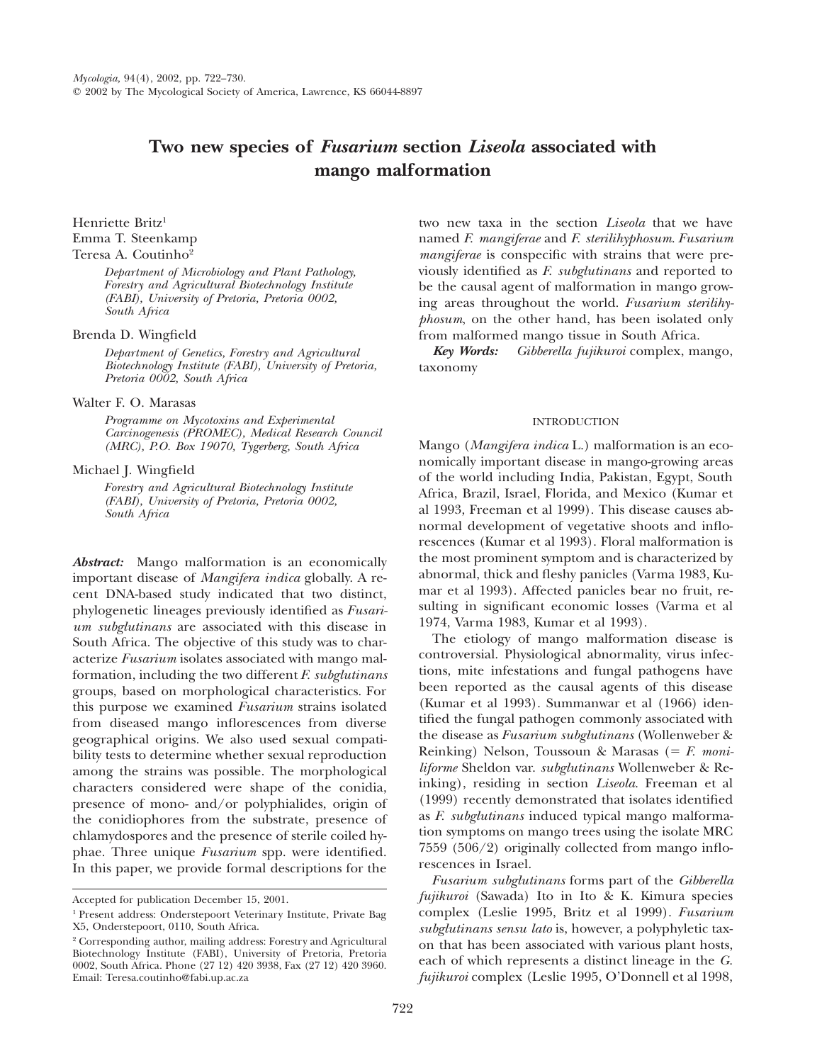# Two new species of *Fusarium* section *Liseola* associated with mango malformation

Henriette Britz[1]
Emma T. Steenkamp
Teresa A. Coutinho[2]

*Department of Microbiology and Plant Pathology, Forestry and Agricultural Biotechnology Institute (FABI), University of Pretoria, Pretoria 0002, South Africa*

Brenda D. Wingfield

*Department of Genetics, Forestry and Agricultural Biotechnology Institute (FABI), University of Pretoria, Pretoria 0002, South Africa*

Walter F. O. Marasas

*Programme on Mycotoxins and Experimental Carcinogenesis (PROMEC), Medical Research Council (MRC), P.O. Box 19070, Tygerberg, South Africa*

Michael J. Wingfield

*Forestry and Agricultural Biotechnology Institute (FABI), University of Pretoria, Pretoria 0002, South Africa*

***Abstract:*** Mango malformation is an economically important disease of *Mangifera indica* globally. A recent DNA-based study indicated that two distinct, phylogenetic lineages previously identified as *Fusarium subglutinans* are associated with this disease in South Africa. The objective of this study was to characterize *Fusarium* isolates associated with mango malformation, including the two different *F. subglutinans* groups, based on morphological characteristics. For this purpose we examined *Fusarium* strains isolated from diseased mango inflorescences from diverse geographical origins. We also used sexual compatibility tests to determine whether sexual reproduction among the strains was possible. The morphological characters considered were shape of the conidia, presence of mono- and/or polyphialides, origin of the conidiophores from the substrate, presence of chlamydospores and the presence of sterile coiled hyphae. Three unique *Fusarium* spp. were identified. In this paper, we provide formal descriptions for the two new taxa in the section *Liseola* that we have named *F. mangiferae* and *F. sterilihyphosum*. *Fusarium mangiferae* is conspecific with strains that were previously identified as *F. subglutinans* and reported to be the causal agent of malformation in mango growing areas throughout the world. *Fusarium sterilihyphosum*, on the other hand, has been isolated only from malformed mango tissue in South Africa.

***Key Words:*** *Gibberella fujikuroi* complex, mango, taxonomy

## INTRODUCTION

Mango (*Mangifera indica* L.) malformation is an economically important disease in mango-growing areas of the world including India, Pakistan, Egypt, South Africa, Brazil, Israel, Florida, and Mexico (Kumar et al 1993, Freeman et al 1999). This disease causes abnormal development of vegetative shoots and inflorescences (Kumar et al 1993). Floral malformation is the most prominent symptom and is characterized by abnormal, thick and fleshy panicles (Varma 1983, Kumar et al 1993). Affected panicles bear no fruit, resulting in significant economic losses (Varma et al 1974, Varma 1983, Kumar et al 1993).

The etiology of mango malformation disease is controversial. Physiological abnormality, virus infections, mite infestations and fungal pathogens have been reported as the causal agents of this disease (Kumar et al 1993). Summanwar et al (1966) identified the fungal pathogen commonly associated with the disease as *Fusarium subglutinans* (Wollenweber & Reinking) Nelson, Toussoun & Marasas (= *F. moniliforme* Sheldon var. *subglutinans* Wollenweber & Reinking), residing in section *Liseola*. Freeman et al (1999) recently demonstrated that isolates identified as *F. subglutinans* induced typical mango malformation symptoms on mango trees using the isolate MRC 7559 (506/2) originally collected from mango inflorescences in Israel.

*Fusarium subglutinans* forms part of the *Gibberella fujikuroi* (Sawada) Ito in Ito & K. Kimura species complex (Leslie 1995, Britz et al 1999). *Fusarium subglutinans sensu lato* is, however, a polyphyletic taxon that has been associated with various plant hosts, each of which represents a distinct lineage in the *G. fujikuroi* complex (Leslie 1995, O'Donnell et al 1998,

---

Accepted for publication December 15, 2001.

[1] Present address: Onderstepoort Veterinary Institute, Private Bag X5, Onderstepoort, 0110, South Africa.

[2] Corresponding author, mailing address: Forestry and Agricultural Biotechnology Institute (FABI), University of Pretoria, Pretoria 0002, South Africa. Phone (27 12) 420 3938, Fax (27 12) 420 3960. Email: Teresa.coutinho@fabi.up.ac.za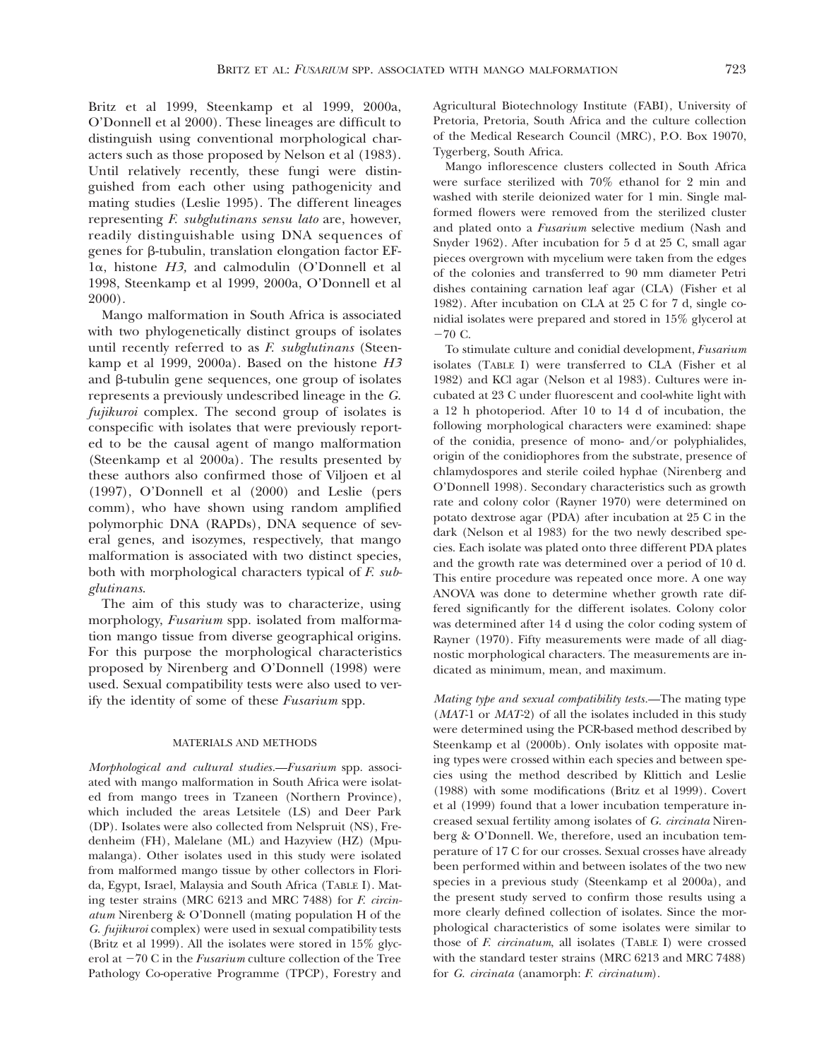Britz et al 1999, Steenkamp et al 1999, 2000a, O'Donnell et al 2000). These lineages are difficult to distinguish using conventional morphological characters such as those proposed by Nelson et al (1983). Until relatively recently, these fungi were distinguished from each other using pathogenicity and mating studies (Leslie 1995). The different lineages representing *F. subglutinans sensu lato* are, however, readily distinguishable using DNA sequences of genes for β-tubulin, translation elongation factor EF-1α, histone *H3,* and calmodulin (O'Donnell et al 1998, Steenkamp et al 1999, 2000a, O'Donnell et al 2000).

Mango malformation in South Africa is associated with two phylogenetically distinct groups of isolates until recently referred to as *F. subglutinans* (Steenkamp et al 1999, 2000a). Based on the histone *H3* and β-tubulin gene sequences, one group of isolates represents a previously undescribed lineage in the *G. fujikuroi* complex. The second group of isolates is conspecific with isolates that were previously reported to be the causal agent of mango malformation (Steenkamp et al 2000a). The results presented by these authors also confirmed those of Viljoen et al (1997), O'Donnell et al (2000) and Leslie (pers comm), who have shown using random amplified polymorphic DNA (RAPDs), DNA sequence of several genes, and isozymes, respectively, that mango malformation is associated with two distinct species, both with morphological characters typical of *F. subglutinans*.

The aim of this study was to characterize, using morphology, *Fusarium* spp. isolated from malformation mango tissue from diverse geographical origins. For this purpose the morphological characteristics proposed by Nirenberg and O'Donnell (1998) were used. Sexual compatibility tests were also used to verify the identity of some of these *Fusarium* spp.

## MATERIALS AND METHODS

*Morphological and cultural studies.*—*Fusarium* spp. associated with mango malformation in South Africa were isolated from mango trees in Tzaneen (Northern Province), which included the areas Letsitele (LS) and Deer Park (DP). Isolates were also collected from Nelspruit (NS), Fredenheim (FH), Malelane (ML) and Hazyview (HZ) (Mpumalanga). Other isolates used in this study were isolated from malformed mango tissue by other collectors in Florida, Egypt, Israel, Malaysia and South Africa (TABLE I). Mating tester strains (MRC 6213 and MRC 7488) for *F. circinatum* Nirenberg & O'Donnell (mating population H of the *G. fujikuroi* complex) were used in sexual compatibility tests (Britz et al 1999). All the isolates were stored in 15% glycerol at −70 C in the *Fusarium* culture collection of the Tree Pathology Co-operative Programme (TPCP), Forestry and Agricultural Biotechnology Institute (FABI), University of Pretoria, Pretoria, South Africa and the culture collection of the Medical Research Council (MRC), P.O. Box 19070, Tygerberg, South Africa.

Mango inflorescence clusters collected in South Africa were surface sterilized with 70% ethanol for 2 min and washed with sterile deionized water for 1 min. Single malformed flowers were removed from the sterilized cluster and plated onto a *Fusarium* selective medium (Nash and Snyder 1962). After incubation for 5 d at 25 C, small agar pieces overgrown with mycelium were taken from the edges of the colonies and transferred to 90 mm diameter Petri dishes containing carnation leaf agar (CLA) (Fisher et al 1982). After incubation on CLA at 25 C for 7 d, single conidial isolates were prepared and stored in 15% glycerol at −70 C.

To stimulate culture and conidial development, *Fusarium* isolates (TABLE I) were transferred to CLA (Fisher et al 1982) and KCl agar (Nelson et al 1983). Cultures were incubated at 23 C under fluorescent and cool-white light with a 12 h photoperiod. After 10 to 14 d of incubation, the following morphological characters were examined: shape of the conidia, presence of mono- and/or polyphialides, origin of the conidiophores from the substrate, presence of chlamydospores and sterile coiled hyphae (Nirenberg and O'Donnell 1998). Secondary characteristics such as growth rate and colony color (Rayner 1970) were determined on potato dextrose agar (PDA) after incubation at 25 C in the dark (Nelson et al 1983) for the two newly described species. Each isolate was plated onto three different PDA plates and the growth rate was determined over a period of 10 d. This entire procedure was repeated once more. A one way ANOVA was done to determine whether growth rate differed significantly for the different isolates. Colony color was determined after 14 d using the color coding system of Rayner (1970). Fifty measurements were made of all diagnostic morphological characters. The measurements are indicated as minimum, mean, and maximum.

*Mating type and sexual compatibility tests.*—The mating type (*MAT*-1 or *MAT*-2) of all the isolates included in this study were determined using the PCR-based method described by Steenkamp et al (2000b). Only isolates with opposite mating types were crossed within each species and between species using the method described by Klittich and Leslie (1988) with some modifications (Britz et al 1999). Covert et al (1999) found that a lower incubation temperature increased sexual fertility among isolates of *G. circinata* Nirenberg & O'Donnell. We, therefore, used an incubation temperature of 17 C for our crosses. Sexual crosses have already been performed within and between isolates of the two new species in a previous study (Steenkamp et al 2000a), and the present study served to confirm those results using a more clearly defined collection of isolates. Since the morphological characteristics of some isolates were similar to those of *F. circinatum*, all isolates (TABLE I) were crossed with the standard tester strains (MRC 6213 and MRC 7488) for *G. circinata* (anamorph: *F. circinatum*).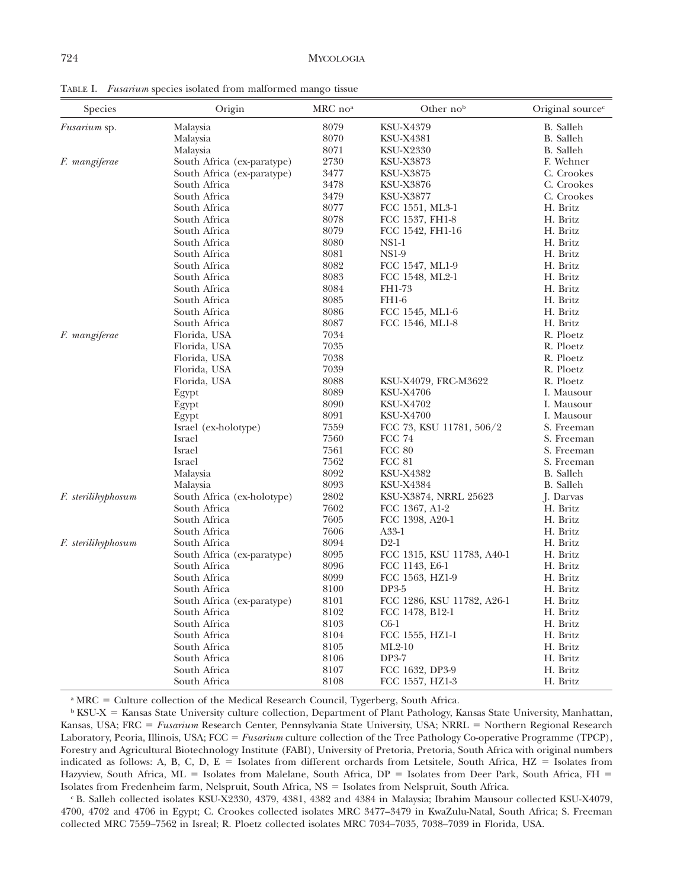TABLE I. *Fusarium* species isolated from malformed mango tissue

| Species | Origin | MRC no[a] | Other no[b] | Original source[c] |
|---|---|---|---|---|
| *Fusarium* sp. | Malaysia | 8079 | KSU-X4379 | B. Salleh |
| | Malaysia | 8070 | KSU-X4381 | B. Salleh |
| | Malaysia | 8071 | KSU-X2330 | B. Salleh |
| *F. mangiferae* | South Africa (ex-paratype) | 2730 | KSU-X3873 | F. Wehner |
| | South Africa (ex-paratype) | 3477 | KSU-X3875 | C. Crookes |
| | South Africa | 3478 | KSU-X3876 | C. Crookes |
| | South Africa | 3479 | KSU-X3877 | C. Crookes |
| | South Africa | 8077 | FCC 1551, ML3-1 | H. Britz |
| | South Africa | 8078 | FCC 1537, FH1-8 | H. Britz |
| | South Africa | 8079 | FCC 1542, FH1-16 | H. Britz |
| | South Africa | 8080 | NS1-1 | H. Britz |
| | South Africa | 8081 | NS1-9 | H. Britz |
| | South Africa | 8082 | FCC 1547, ML1-9 | H. Britz |
| | South Africa | 8083 | FCC 1548, ML2-1 | H. Britz |
| | South Africa | 8084 | FH1-73 | H. Britz |
| | South Africa | 8085 | FH1-6 | H. Britz |
| | South Africa | 8086 | FCC 1545, ML1-6 | H. Britz |
| | South Africa | 8087 | FCC 1546, ML1-8 | H. Britz |
| *F. mangiferae* | Florida, USA | 7034 | | R. Ploetz |
| | Florida, USA | 7035 | | R. Ploetz |
| | Florida, USA | 7038 | | R. Ploetz |
| | Florida, USA | 7039 | | R. Ploetz |
| | Florida, USA | 8088 | KSU-X4079, FRC-M3622 | R. Ploetz |
| | Egypt | 8089 | KSU-X4706 | I. Mausour |
| | Egypt | 8090 | KSU-X4702 | I. Mausour |
| | Egypt | 8091 | KSU-X4700 | I. Mausour |
| | Israel (ex-holotype) | 7559 | FCC 73, KSU 11781, 506/2 | S. Freeman |
| | Israel | 7560 | FCC 74 | S. Freeman |
| | Israel | 7561 | FCC 80 | S. Freeman |
| | Israel | 7562 | FCC 81 | S. Freeman |
| | Malaysia | 8092 | KSU-X4382 | B. Salleh |
| | Malaysia | 8093 | KSU-X4384 | B. Salleh |
| *F. sterilihyphosum* | South Africa (ex-holotype) | 2802 | KSU-X3874, NRRL 25623 | J. Darvas |
| | South Africa | 7602 | FCC 1367, A1-2 | H. Britz |
| | South Africa | 7605 | FCC 1398, A20-1 | H. Britz |
| | South Africa | 7606 | A33-1 | H. Britz |
| *F. sterilihyphosum* | South Africa | 8094 | D2-1 | H. Britz |
| | South Africa (ex-paratype) | 8095 | FCC 1315, KSU 11783, A40-1 | H. Britz |
| | South Africa | 8096 | FCC 1143, E6-1 | H. Britz |
| | South Africa | 8099 | FCC 1563, HZ1-9 | H. Britz |
| | South Africa | 8100 | DP3-5 | H. Britz |
| | South Africa (ex-paratype) | 8101 | FCC 1286, KSU 11782, A26-1 | H. Britz |
| | South Africa | 8102 | FCC 1478, B12-1 | H. Britz |
| | South Africa | 8103 | C6-1 | H. Britz |
| | South Africa | 8104 | FCC 1555, HZ1-1 | H. Britz |
| | South Africa | 8105 | ML2-10 | H. Britz |
| | South Africa | 8106 | DP3-7 | H. Britz |
| | South Africa | 8107 | FCC 1632, DP3-9 | H. Britz |
| | South Africa | 8108 | FCC 1557, HZ1-3 | H. Britz |

[a] MRC = Culture collection of the Medical Research Council, Tygerberg, South Africa.

[b] KSU-X = Kansas State University culture collection, Department of Plant Pathology, Kansas State University, Manhattan, Kansas, USA; FRC = *Fusarium* Research Center, Pennsylvania State University, USA; NRRL = Northern Regional Research Laboratory, Peoria, Illinois, USA; FCC = *Fusarium* culture collection of the Tree Pathology Co-operative Programme (TPCP), Forestry and Agricultural Biotechnology Institute (FABI), University of Pretoria, Pretoria, South Africa with original numbers indicated as follows: A, B, C, D, E = Isolates from different orchards from Letsitele, South Africa, HZ = Isolates from Hazyview, South Africa, ML = Isolates from Malelane, South Africa, DP = Isolates from Deer Park, South Africa, FH = Isolates from Fredenheim farm, Nelspruit, South Africa, NS = Isolates from Nelspruit, South Africa.

[c] B. Salleh collected isolates KSU-X2330, 4379, 4381, 4382 and 4384 in Malaysia; Ibrahim Mausour collected KSU-X4079, 4700, 4702 and 4706 in Egypt; C. Crookes collected isolates MRC 3477–3479 in KwaZulu-Natal, South Africa; S. Freeman collected MRC 7559–7562 in Isreal; R. Ploetz collected isolates MRC 7034–7035, 7038–7039 in Florida, USA.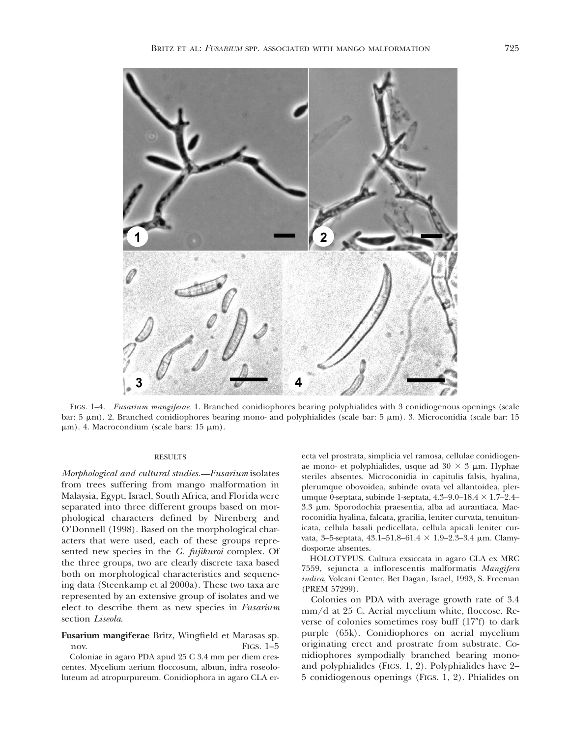FIGS. 1–4. *Fusarium mangiferae*. 1. Branched conidiophores bearing polyphialides with 3 conidiogenous openings (scale bar: 5 μm). 2. Branched conidiophores bearing mono- and polyphialides (scale bar: 5 μm). 3. Microconidia (scale bar: 15 μm). 4. Macrocondium (scale bars: 15 μm).

## RESULTS

*Morphological and cultural studies.*—*Fusarium* isolates from trees suffering from mango malformation in Malaysia, Egypt, Israel, South Africa, and Florida were separated into three different groups based on morphological characters defined by Nirenberg and O'Donnell (1998). Based on the morphological characters that were used, each of these groups represented new species in the *G. fujikuroi* complex. Of the three groups, two are clearly discrete taxa based both on morphological characteristics and sequencing data (Steenkamp et al 2000a). These two taxa are represented by an extensive group of isolates and we elect to describe them as new species in *Fusarium* section *Liseola*.

**Fusarium mangiferae** Britz, Wingfield et Marasas sp. nov. FIGS. 1–5

Coloniae in agaro PDA apud 25 C 3.4 mm per diem crescentes. Mycelium aerium floccosum, album, infra roseololuteum ad atropurpureum. Conidiophora in agaro CLA erecta vel prostrata, simplicia vel ramosa, cellulae conidiogenae mono- et polyphialides, usque ad 30 × 3 μm. Hyphae steriles absentes. Microconidia in capitulis falsis, hyalina, plerumque obovoidea, subinde ovata vel allantoidea, plerumque 0-septata, subinde 1-septata, 4.3–9.0–18.4 × 1.7–2.4–3.3 μm. Sporodochia praesentia, alba ad aurantiaca. Macroconidia hyalina, falcata, gracilia, leniter curvata, tenuitunicata, cellula basali pedicellata, cellula apicali leniter curvata, 3–5-septata, 43.1–51.8–61.4 × 1.9–2.3–3.4 μm. Clamydosporae absentes.

HOLOTYPUS. Cultura exsiccata in agaro CLA ex MRC 7559, sejuncta a inflorescentis malformatis *Mangifera indica*, Volcani Center, Bet Dagan, Israel, 1993, S. Freeman (PREM 57299).

Colonies on PDA with average growth rate of 3.4 mm/d at 25 C. Aerial mycelium white, floccose. Reverse of colonies sometimes rosy buff (17″f) to dark purple (65k). Conidiophores on aerial mycelium originating erect and prostrate from substrate. Conidiophores sympodially branched bearing mono- and polyphialides (FIGS. 1, 2). Polyphialides have 2–5 conidiogenous openings (FIGS. 1, 2). Phialides on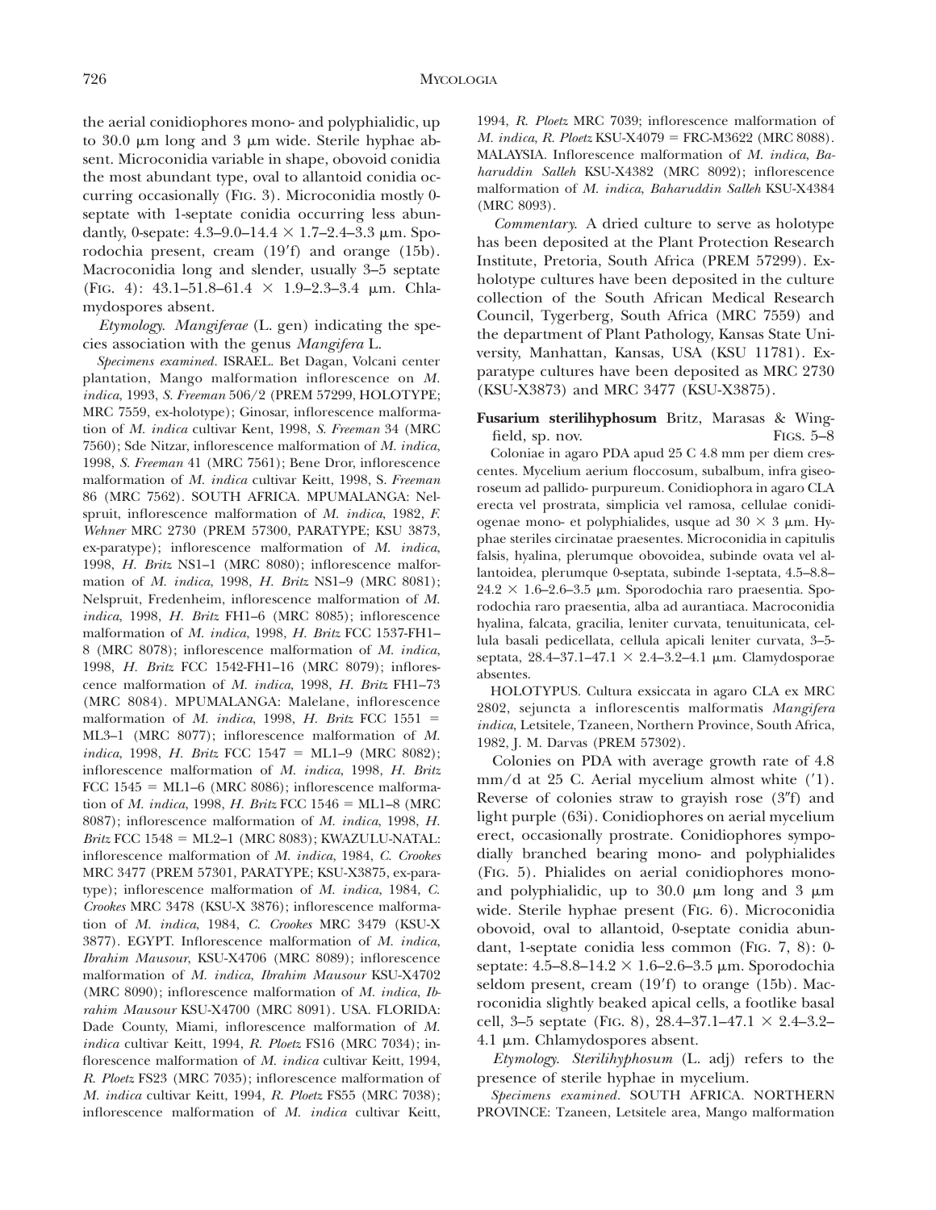the aerial conidiophores mono- and polyphialidic, up to 30.0 μm long and 3 μm wide. Sterile hyphae absent. Microconidia variable in shape, obovoid conidia the most abundant type, oval to allantoid conidia occurring occasionally (FIG. 3). Microconidia mostly 0-septate with 1-septate conidia occurring less abundantly, 0-sepate: 4.3–9.0–14.4 × 1.7–2.4–3.3 μm. Sporodochia present, cream (19′f) and orange (15b). Macroconidia long and slender, usually 3–5 septate (FIG. 4): 43.1–51.8–61.4 × 1.9–2.3–3.4 μm. Chlamydospores absent.

*Etymology.* *Mangiferae* (L. gen) indicating the species association with the genus *Mangifera* L.

*Specimens examined.* ISRAEL. Bet Dagan, Volcani center plantation, Mango malformation inflorescence on *M. indica*, 1993, *S. Freeman* 506/2 (PREM 57299, HOLOTYPE; MRC 7559, ex-holotype); Ginosar, inflorescence malformation of *M. indica* cultivar Kent, 1998, *S. Freeman* 34 (MRC 7560); Sde Nitzar, inflorescence malformation of *M. indica*, 1998, *S. Freeman* 41 (MRC 7561); Bene Dror, inflorescence malformation of *M. indica* cultivar Keitt, 1998, S. *Freeman* 86 (MRC 7562). SOUTH AFRICA. MPUMALANGA: Nelspruit, inflorescence malformation of *M. indica*, 1982, *F. Wehner* MRC 2730 (PREM 57300, PARATYPE; KSU 3873, ex-paratype); inflorescence malformation of *M. indica*, 1998, *H. Britz* NS1–1 (MRC 8080); inflorescence malformation of *M. indica*, 1998, *H. Britz* NS1–9 (MRC 8081); Nelspruit, Fredenheim, inflorescence malformation of *M. indica*, 1998, *H. Britz* FH1–6 (MRC 8085); inflorescence malformation of *M. indica*, 1998, *H. Britz* FCC 1537-FH1–8 (MRC 8078); inflorescence malformation of *M. indica*, 1998, *H. Britz* FCC 1542-FH1–16 (MRC 8079); inflorescence malformation of *M. indica*, 1998, *H. Britz* FH1–73 (MRC 8084). MPUMALANGA: Malelane, inflorescence malformation of *M. indica*, 1998, *H. Britz* FCC 1551 = ML3–1 (MRC 8077); inflorescence malformation of *M. indica*, 1998, *H. Britz* FCC 1547 = ML1–9 (MRC 8082); inflorescence malformation of *M. indica*, 1998, *H. Britz* FCC 1545 = ML1–6 (MRC 8086); inflorescence malformation of *M. indica*, 1998, *H. Britz* FCC 1546 = ML1–8 (MRC 8087); inflorescence malformation of *M. indica*, 1998, *H. Britz* FCC 1548 = ML2–1 (MRC 8083); KWAZULU-NATAL: inflorescence malformation of *M. indica*, 1984, *C. Crookes* MRC 3477 (PREM 57301, PARATYPE; KSU-X3875, ex-paratype); inflorescence malformation of *M. indica*, 1984, *C. Crookes* MRC 3478 (KSU-X 3876); inflorescence malformation of *M. indica*, 1984, *C. Crookes* MRC 3479 (KSU-X 3877). EGYPT. Inflorescence malformation of *M. indica*, *Ibrahim Mausour*, KSU-X4706 (MRC 8089); inflorescence malformation of *M. indica*, *Ibrahim Mausour* KSU-X4702 (MRC 8090); inflorescence malformation of *M. indica*, *Ibrahim Mausour* KSU-X4700 (MRC 8091). USA. FLORIDA: Dade County, Miami, inflorescence malformation of *M. indica* cultivar Keitt, 1994, *R. Ploetz* FS16 (MRC 7034); inflorescence malformation of *M. indica* cultivar Keitt, 1994, *R. Ploetz* FS23 (MRC 7035); inflorescence malformation of *M. indica* cultivar Keitt, 1994, *R. Ploetz* FS55 (MRC 7038); inflorescence malformation of *M. indica* cultivar Keitt, 1994, *R. Ploetz* MRC 7039; inflorescence malformation of *M. indica*, *R. Ploetz* KSU-X4079 = FRC-M3622 (MRC 8088). MALAYSIA. Inflorescence malformation of *M. indica*, *Baharuddin Salleh* KSU-X4382 (MRC 8092); inflorescence malformation of *M. indica*, *Baharuddin Salleh* KSU-X4384 (MRC 8093).

*Commentary.* A dried culture to serve as holotype has been deposited at the Plant Protection Research Institute, Pretoria, South Africa (PREM 57299). Exholotype cultures have been deposited in the culture collection of the South African Medical Research Council, Tygerberg, South Africa (MRC 7559) and the department of Plant Pathology, Kansas State University, Manhattan, Kansas, USA (KSU 11781). Exparatype cultures have been deposited as MRC 2730 (KSU-X3873) and MRC 3477 (KSU-X3875).

**Fusarium sterilihyphosum** Britz, Marasas & Wingfield, sp. nov. FIGS. 5–8

Coloniae in agaro PDA apud 25 C 4.8 mm per diem crescentes. Mycelium aerium floccosum, subalbum, infra giseoroseum ad pallido- purpureum. Conidiophora in agaro CLA erecta vel prostrata, simplicia vel ramosa, cellulae conidiogenae mono- et polyphialides, usque ad 30 × 3 μm. Hyphae steriles circinatae praesentes. Microconidia in capitulis falsis, hyalina, plerumque obovoidea, subinde ovata vel allantoidea, plerumque 0-septata, subinde 1-septata, 4.5–8.8–24.2 × 1.6–2.6–3.5 μm. Sporodochia raro praesentia. Sporodochia raro praesentia, alba ad aurantiaca. Macroconidia hyalina, falcata, gracilia, leniter curvata, tenuitunicata, cellula basali pedicellata, cellula apicali leniter curvata, 3–5-septata, 28.4–37.1–47.1 × 2.4–3.2–4.1 μm. Clamydosporae absentes.

HOLOTYPUS. Cultura exsiccata in agaro CLA ex MRC 2802, sejuncta a inflorescentis malformatis *Mangifera indica*, Letsitele, Tzaneen, Northern Province, South Africa, 1982, J. M. Darvas (PREM 57302).

Colonies on PDA with average growth rate of 4.8 mm/d at 25 C. Aerial mycelium almost white (′1). Reverse of colonies straw to grayish rose (3″f) and light purple (63i). Conidiophores on aerial mycelium erect, occasionally prostrate. Conidiophores sympodially branched bearing mono- and polyphialides (FIG. 5). Phialides on aerial conidiophores mono- and polyphialidic, up to 30.0 μm long and 3 μm wide. Sterile hyphae present (FIG. 6). Microconidia obovoid, oval to allantoid, 0-septate conidia abundant, 1-septate conidia less common (FIG. 7, 8): 0-septate: 4.5–8.8–14.2 × 1.6–2.6–3.5 μm. Sporodochia seldom present, cream (19′f) to orange (15b). Macroconidia slightly beaked apical cells, a footlike basal cell, 3–5 septate (FIG. 8), 28.4–37.1–47.1 × 2.4–3.2–4.1 μm. Chlamydospores absent.

*Etymology.* *Sterilihyphosum* (L. adj) refers to the presence of sterile hyphae in mycelium.

*Specimens examined.* SOUTH AFRICA. NORTHERN PROVINCE: Tzaneen, Letsitele area, Mango malformation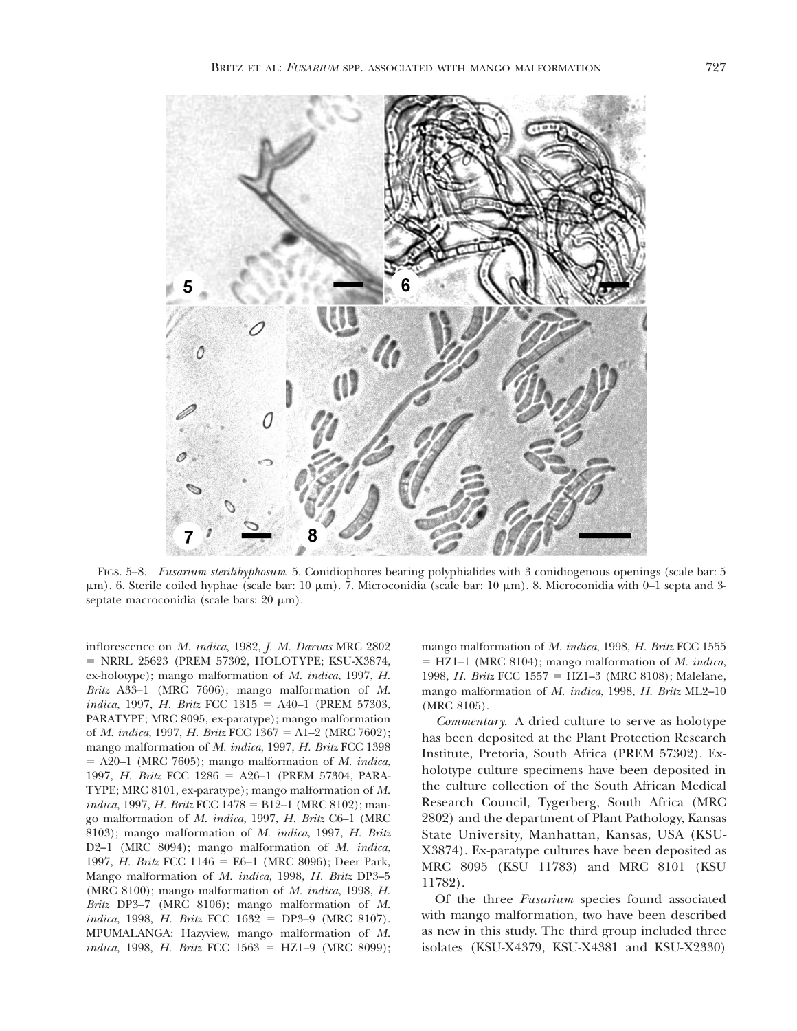FIGS. 5–8. *Fusarium sterilihyphosum*. 5. Conidiophores bearing polyphialides with 3 conidiogenous openings (scale bar: 5 μm). 6. Sterile coiled hyphae (scale bar: 10 μm). 7. Microconidia (scale bar: 10 μm). 8. Microconidia with 0–1 septa and 3-septate macroconidia (scale bars: 20 μm).

inflorescence on *M. indica*, 1982, *J. M. Darvas* MRC 2802 = NRRL 25623 (PREM 57302, HOLOTYPE; KSU-X3874, ex-holotype); mango malformation of *M. indica*, 1997, *H. Britz* A33–1 (MRC 7606); mango malformation of *M. indica*, 1997, *H. Britz* FCC 1315 = A40–1 (PREM 57303, PARATYPE; MRC 8095, ex-paratype); mango malformation of *M. indica*, 1997, *H. Britz* FCC 1367 = A1–2 (MRC 7602); mango malformation of *M. indica*, 1997, *H. Britz* FCC 1398 = A20–1 (MRC 7605); mango malformation of *M. indica*, 1997, *H. Britz* FCC 1286 = A26–1 (PREM 57304, PARATYPE; MRC 8101, ex-paratype); mango malformation of *M. indica*, 1997, *H. Britz* FCC 1478 = B12–1 (MRC 8102); mango malformation of *M. indica*, 1997, *H. Britz* C6–1 (MRC 8103); mango malformation of *M. indica*, 1997, *H. Britz* D2–1 (MRC 8094); mango malformation of *M. indica*, 1997, *H. Britz* FCC 1146 = E6–1 (MRC 8096); Deer Park, Mango malformation of *M. indica*, 1998, *H. Britz* DP3–5 (MRC 8100); mango malformation of *M. indica*, 1998, *H. Britz* DP3–7 (MRC 8106); mango malformation of *M. indica*, 1998, *H. Britz* FCC 1632 = DP3–9 (MRC 8107). MPUMALANGA: Hazyview, mango malformation of *M. indica*, 1998, *H. Britz* FCC 1563 = HZ1–9 (MRC 8099); mango malformation of *M. indica*, 1998, *H. Britz* FCC 1555 = HZ1–1 (MRC 8104); mango malformation of *M. indica*, 1998, *H. Britz* FCC 1557 = HZ1–3 (MRC 8108); Malelane, mango malformation of *M. indica*, 1998, *H. Britz* ML2–10 (MRC 8105).

*Commentary.* A dried culture to serve as holotype has been deposited at the Plant Protection Research Institute, Pretoria, South Africa (PREM 57302). Ex-holotype culture specimens have been deposited in the culture collection of the South African Medical Research Council, Tygerberg, South Africa (MRC 2802) and the department of Plant Pathology, Kansas State University, Manhattan, Kansas, USA (KSU-X3874). Ex-paratype cultures have been deposited as MRC 8095 (KSU 11783) and MRC 8101 (KSU 11782).

Of the three *Fusarium* species found associated with mango malformation, two have been described as new in this study. The third group included three isolates (KSU-X4379, KSU-X4381 and KSU-X2330)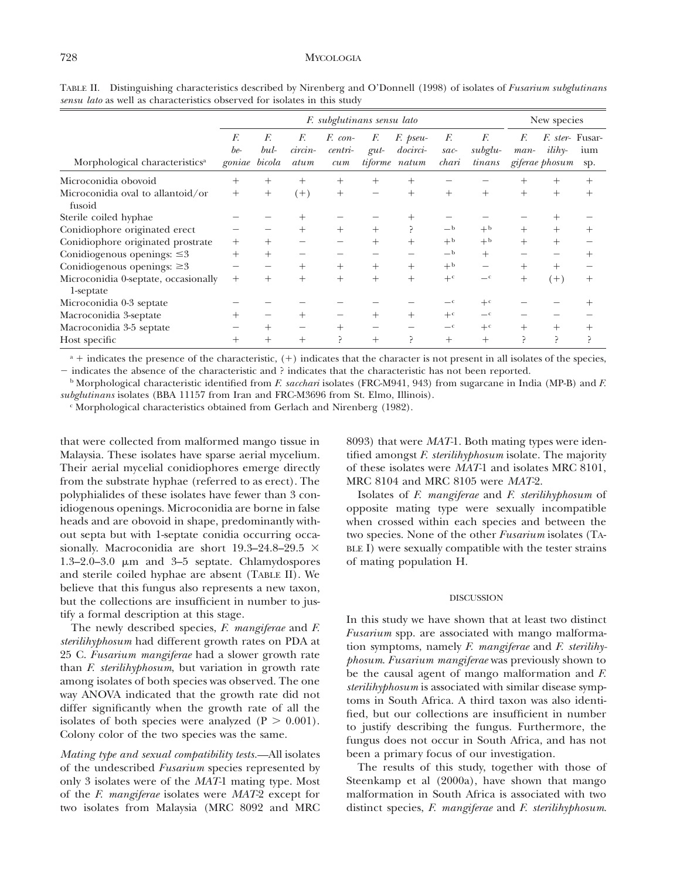TABLE II. Distinguishing characteristics described by Nirenberg and O'Donnell (1998) of isolates of *Fusarium subglutinans sensu lato* as well as characteristics observed for isolates in this study

| Morphological characteristics[a] | *F. subglutinans sensu lato* | | | | | | | | New species | | |
|---|---|---|---|---|---|---|---|---|---|---|---|
| | *F. begoniae* | *F. bulbicola* | *F. circinatum* | *F. concentricum* | *F. guttiforme* | *F. pseudocircinatum* | *F. sacchari* | *F. subglutinans* | *F. mangiferae* | *F. sterilihyphosum* | *Fusarium* sp. |
| Microconidia obovoid | + | + | + | + | + | + | − | − | + | + | + |
| Microconidia oval to allantoid/or fusoid | + | + | (+) | + | − | + | + | + | + | + | + |
| Sterile coiled hyphae | − | − | + | − | − | + | − | − | − | + | − |
| Conidiophore originated erect | − | − | + | + | + | ? | −[b] | +[b] | + | + | + |
| Conidiophore originated prostrate | + | + | − | − | + | + | +[b] | +[b] | + | + | − |
| Conidiogenous openings: ≤3 | + | + | − | − | − | − | −[b] | + | − | − | + |
| Conidiogenous openings: ≥3 | − | − | + | + | + | + | +[b] | − | + | + | − |
| Microconidia 0-septate, occasionally 1-septate | + | + | + | + | + | + | +[c] | −[c] | + | (+) | + |
| Microconidia 0-3 septate | − | − | − | − | − | − | −[c] | +[c] | − | − | + |
| Macroconidia 3-septate | + | − | + | − | + | + | +[c] | −[c] | − | − | − |
| Macroconidia 3-5 septate | − | + | − | + | − | − | −[c] | +[c] | + | + | + |
| Host specific | + | + | + | ? | + | ? | + | + | ? | ? | ? |

[a] + indicates the presence of the characteristic, (+) indicates that the character is not present in all isolates of the species, − indicates the absence of the characteristic and ? indicates that the characteristic has not been reported.

[b] Morphological characteristic identified from *F. sacchari* isolates (FRC-M941, 943) from sugarcane in India (MP-B) and *F. subglutinans* isolates (BBA 11157 from Iran and FRC-M3696 from St. Elmo, Illinois).

[c] Morphological characteristics obtained from Gerlach and Nirenberg (1982).

that were collected from malformed mango tissue in Malaysia. These isolates have sparse aerial mycelium. Their aerial mycelial conidiophores emerge directly from the substrate hyphae (referred to as erect). The polyphialides of these isolates have fewer than 3 conidiogenous openings. Microconidia are borne in false heads and are obovoid in shape, predominantly without septa but with 1-septate conidia occurring occasionally. Macroconidia are short 19.3–24.8–29.5 × 1.3–2.0–3.0 μm and 3–5 septate. Chlamydospores and sterile coiled hyphae are absent (TABLE II). We believe that this fungus also represents a new taxon, but the collections are insufficient in number to justify a formal description at this stage.

The newly described species, *F. mangiferae* and *F. sterilihyphosum* had different growth rates on PDA at 25 C. *Fusarium mangiferae* had a slower growth rate than *F. sterilihyphosum*, but variation in growth rate among isolates of both species was observed. The one way ANOVA indicated that the growth rate did not differ significantly when the growth rate of all the isolates of both species were analyzed ($P > 0.001$). Colony color of the two species was the same.

*Mating type and sexual compatibility tests.*—All isolates of the undescribed *Fusarium* species represented by only 3 isolates were of the *MAT*-1 mating type. Most of the *F. mangiferae* isolates were *MAT*-2 except for two isolates from Malaysia (MRC 8092 and MRC 8093) that were *MAT*-1. Both mating types were identified amongst *F. sterilihyphosum* isolate. The majority of these isolates were *MAT*-1 and isolates MRC 8101, MRC 8104 and MRC 8105 were *MAT*-2.

Isolates of *F. mangiferae* and *F. sterilihyphosum* of opposite mating type were sexually incompatible when crossed within each species and between the two species. None of the other *Fusarium* isolates (TABLE I) were sexually compatible with the tester strains of mating population H.

## DISCUSSION

In this study we have shown that at least two distinct *Fusarium* spp. are associated with mango malformation symptoms, namely *F. mangiferae* and *F. sterilihyphosum*. *Fusarium mangiferae* was previously shown to be the causal agent of mango malformation and *F. sterilihyphosum* is associated with similar disease symptoms in South Africa. A third taxon was also identified, but our collections are insufficient in number to justify describing the fungus. Furthermore, the fungus does not occur in South Africa, and has not been a primary focus of our investigation.

The results of this study, together with those of Steenkamp et al (2000a), have shown that mango malformation in South Africa is associated with two distinct species, *F. mangiferae* and *F. sterilihyphosum*.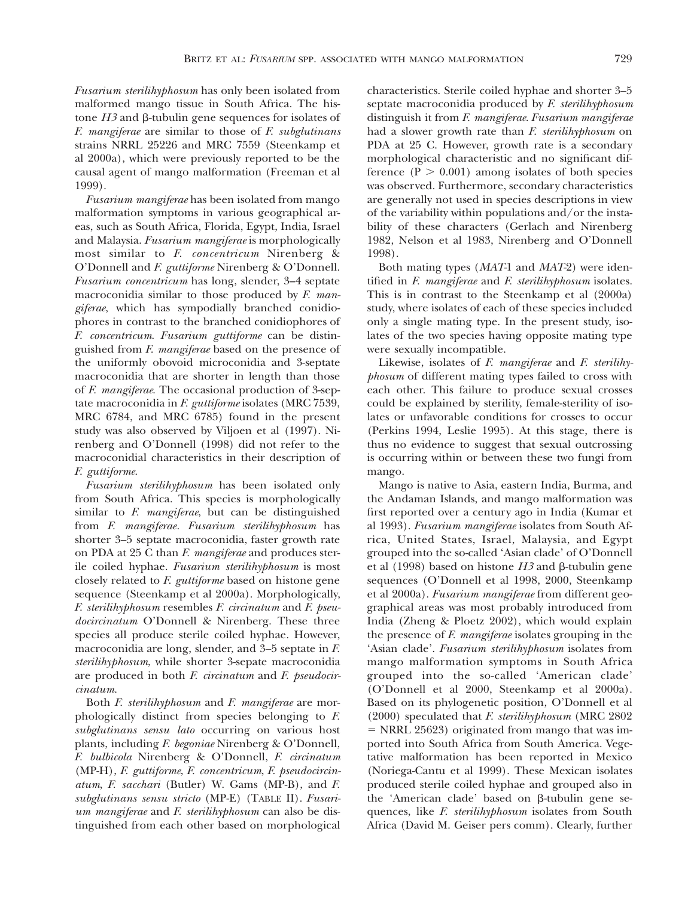*Fusarium sterilihyphosum* has only been isolated from malformed mango tissue in South Africa. The histone *H3* and β-tubulin gene sequences for isolates of *F. mangiferae* are similar to those of *F. subglutinans* strains NRRL 25226 and MRC 7559 (Steenkamp et al 2000a), which were previously reported to be the causal agent of mango malformation (Freeman et al 1999).

*Fusarium mangiferae* has been isolated from mango malformation symptoms in various geographical areas, such as South Africa, Florida, Egypt, India, Israel and Malaysia. *Fusarium mangiferae* is morphologically most similar to *F. concentricum* Nirenberg & O'Donnell and *F. guttiforme* Nirenberg & O'Donnell. *Fusarium concentricum* has long, slender, 3–4 septate macroconidia similar to those produced by *F. mangiferae*, which has sympodially branched conidiophores in contrast to the branched conidiophores of *F. concentricum*. *Fusarium guttiforme* can be distinguished from *F. mangiferae* based on the presence of the uniformly obovoid microconidia and 3-septate macroconidia that are shorter in length than those of *F. mangiferae*. The occasional production of 3-septate macroconidia in *F. guttiforme* isolates (MRC 7539, MRC 6784, and MRC 6785) found in the present study was also observed by Viljoen et al (1997). Nirenberg and O'Donnell (1998) did not refer to the macroconidial characteristics in their description of *F. guttiforme*.

*Fusarium sterilihyphosum* has been isolated only from South Africa. This species is morphologically similar to *F. mangiferae*, but can be distinguished from *F. mangiferae*. *Fusarium sterilihyphosum* has shorter 3–5 septate macroconidia, faster growth rate on PDA at 25 C than *F. mangiferae* and produces sterile coiled hyphae. *Fusarium sterilihyphosum* is most closely related to *F. guttiforme* based on histone gene sequence (Steenkamp et al 2000a). Morphologically, *F. sterilihyphosum* resembles *F. circinatum* and *F. pseudocircinatum* O'Donnell & Nirenberg. These three species all produce sterile coiled hyphae. However, macroconidia are long, slender, and 3–5 septate in *F. sterilihyphosum*, while shorter 3-sepate macroconidia are produced in both *F. circinatum* and *F. pseudocircinatum*.

Both *F. sterilihyphosum* and *F. mangiferae* are morphologically distinct from species belonging to *F. subglutinans sensu lato* occurring on various host plants, including *F. begoniae* Nirenberg & O'Donnell, *F. bulbicola* Nirenberg & O'Donnell, *F. circinatum* (MP-H), *F. guttiforme*, *F. concentricum*, *F. pseudocircinatum*, *F. sacchari* (Butler) W. Gams (MP-B), and *F. subglutinans sensu stricto* (MP-E) (TABLE II). *Fusarium mangiferae* and *F. sterilihyphosum* can also be distinguished from each other based on morphological characteristics. Sterile coiled hyphae and shorter 3–5 septate macroconidia produced by *F. sterilihyphosum* distinguish it from *F. mangiferae*. *Fusarium mangiferae* had a slower growth rate than *F. sterilihyphosum* on PDA at 25 C. However, growth rate is a secondary morphological characteristic and no significant difference ($P > 0.001$) among isolates of both species was observed. Furthermore, secondary characteristics are generally not used in species descriptions in view of the variability within populations and/or the instability of these characters (Gerlach and Nirenberg 1982, Nelson et al 1983, Nirenberg and O'Donnell 1998).

Both mating types (*MAT*-1 and *MAT*-2) were identified in *F. mangiferae* and *F. sterilihyphosum* isolates. This is in contrast to the Steenkamp et al (2000a) study, where isolates of each of these species included only a single mating type. In the present study, isolates of the two species having opposite mating type were sexually incompatible.

Likewise, isolates of *F. mangiferae* and *F. sterilihyphosum* of different mating types failed to cross with each other. This failure to produce sexual crosses could be explained by sterility, female-sterility of isolates or unfavorable conditions for crosses to occur (Perkins 1994, Leslie 1995). At this stage, there is thus no evidence to suggest that sexual outcrossing is occurring within or between these two fungi from mango.

Mango is native to Asia, eastern India, Burma, and the Andaman Islands, and mango malformation was first reported over a century ago in India (Kumar et al 1993). *Fusarium mangiferae* isolates from South Africa, United States, Israel, Malaysia, and Egypt grouped into the so-called 'Asian clade' of O'Donnell et al (1998) based on histone *H3* and β-tubulin gene sequences (O'Donnell et al 1998, 2000, Steenkamp et al 2000a). *Fusarium mangiferae* from different geographical areas was most probably introduced from India (Zheng & Ploetz 2002), which would explain the presence of *F. mangiferae* isolates grouping in the 'Asian clade'. *Fusarium sterilihyphosum* isolates from mango malformation symptoms in South Africa grouped into the so-called 'American clade' (O'Donnell et al 2000, Steenkamp et al 2000a). Based on its phylogenetic position, O'Donnell et al (2000) speculated that *F. sterilihyphosum* (MRC 2802 = NRRL 25623) originated from mango that was imported into South Africa from South America. Vegetative malformation has been reported in Mexico (Noriega-Cantu et al 1999). These Mexican isolates produced sterile coiled hyphae and grouped also in the 'American clade' based on β-tubulin gene sequences, like *F. sterilihyphosum* isolates from South Africa (David M. Geiser pers comm). Clearly, further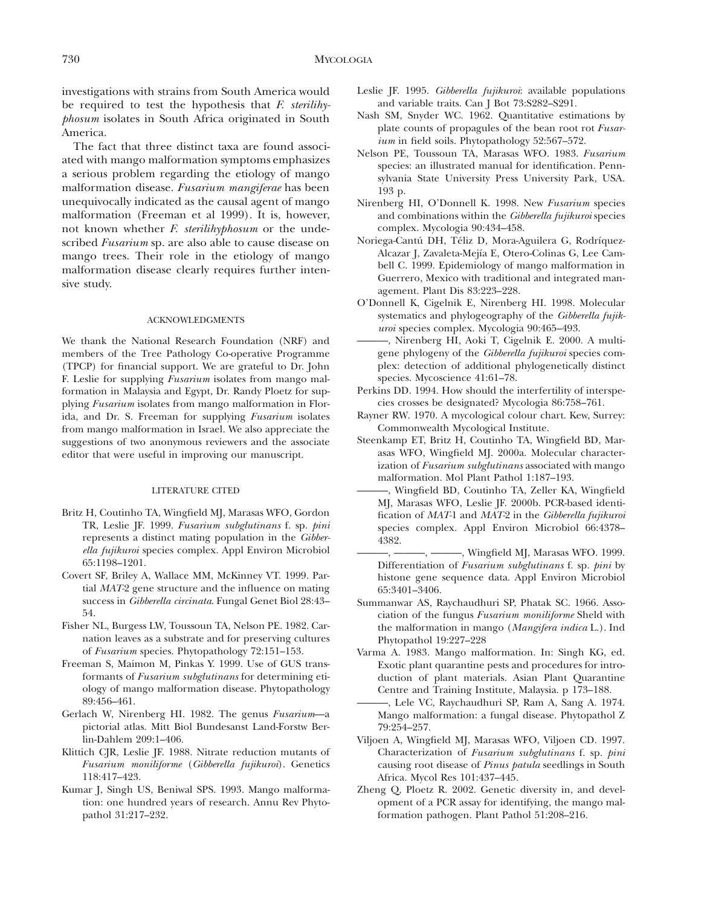investigations with strains from South America would be required to test the hypothesis that *F. sterilihyphosum* isolates in South Africa originated in South America.

The fact that three distinct taxa are found associated with mango malformation symptoms emphasizes a serious problem regarding the etiology of mango malformation disease. *Fusarium mangiferae* has been unequivocally indicated as the causal agent of mango malformation (Freeman et al 1999). It is, however, not known whether *F. sterilihyphosum* or the undescribed *Fusarium* sp. are also able to cause disease on mango trees. Their role in the etiology of mango malformation disease clearly requires further intensive study.

## ACKNOWLEDGMENTS

We thank the National Research Foundation (NRF) and members of the Tree Pathology Co-operative Programme (TPCP) for financial support. We are grateful to Dr. John F. Leslie for supplying *Fusarium* isolates from mango malformation in Malaysia and Egypt, Dr. Randy Ploetz for supplying *Fusarium* isolates from mango malformation in Florida, and Dr. S. Freeman for supplying *Fusarium* isolates from mango malformation in Israel. We also appreciate the suggestions of two anonymous reviewers and the associate editor that were useful in improving our manuscript.

## LITERATURE CITED

Britz H, Coutinho TA, Wingfield MJ, Marasas WFO, Gordon TR, Leslie JF. 1999. *Fusarium subglutinans* f. sp. *pini* represents a distinct mating population in the *Gibberella fujikuroi* species complex. Appl Environ Microbiol 65:1198–1201.

Covert SF, Briley A, Wallace MM, McKinney VT. 1999. Partial *MAT*-2 gene structure and the influence on mating success in *Gibberella circinata*. Fungal Genet Biol 28:43–54.

Fisher NL, Burgess LW, Toussoun TA, Nelson PE. 1982. Carnation leaves as a substrate and for preserving cultures of *Fusarium* species. Phytopathology 72:151–153.

Freeman S, Maimon M, Pinkas Y. 1999. Use of GUS transformants of *Fusarium subglutinans* for determining etiology of mango malformation disease. Phytopathology 89:456–461.

Gerlach W, Nirenberg HI. 1982. The genus *Fusarium*—a pictorial atlas. Mitt Biol Bundesanst Land-Forstw Berlin-Dahlem 209:1–406.

Klittich CJR, Leslie JF. 1988. Nitrate reduction mutants of *Fusarium moniliforme* (*Gibberella fujikuroi*). Genetics 118:417–423.

Kumar J, Singh US, Beniwal SPS. 1993. Mango malformation: one hundred years of research. Annu Rev Phytopathol 31:217–232.

Leslie JF. 1995. *Gibberella fujikuroi*: available populations and variable traits. Can J Bot 73:S282–S291.

Nash SM, Snyder WC. 1962. Quantitative estimations by plate counts of propagules of the bean root rot *Fusarium* in field soils. Phytopathology 52:567–572.

Nelson PE, Toussoun TA, Marasas WFO. 1983. *Fusarium* species: an illustrated manual for identification. Pennsylvania State University Press University Park, USA. 193 p.

Nirenberg HI, O'Donnell K. 1998. New *Fusarium* species and combinations within the *Gibberella fujikuroi* species complex. Mycologia 90:434–458.

Noriega-Cantú DH, Téliz D, Mora-Aguilera G, Rodríquez-Alcazar J, Zavaleta-Mejía E, Otero-Colinas G, Lee Cambell C. 1999. Epidemiology of mango malformation in Guerrero, Mexico with traditional and integrated management. Plant Dis 83:223–228.

O'Donnell K, Cigelnik E, Nirenberg HI. 1998. Molecular systematics and phylogeography of the *Gibberella fujikuroi* species complex. Mycologia 90:465–493.

———, Nirenberg HI, Aoki T, Cigelnik E. 2000. A multigene phylogeny of the *Gibberella fujikuroi* species complex: detection of additional phylogenetically distinct species. Mycoscience 41:61–78.

Perkins DD. 1994. How should the interfertility of interspecies crosses be designated? Mycologia 86:758–761.

Rayner RW. 1970. A mycological colour chart. Kew, Surrey: Commonwealth Mycological Institute.

Steenkamp ET, Britz H, Coutinho TA, Wingfield BD, Marasas WFO, Wingfield MJ. 2000a. Molecular characterization of *Fusarium subglutinans* associated with mango malformation. Mol Plant Pathol 1:187–193.

———, Wingfield BD, Coutinho TA, Zeller KA, Wingfield MJ, Marasas WFO, Leslie JF. 2000b. PCR-based identification of *MAT*-1 and *MAT*-2 in the *Gibberella fujikuroi* species complex. Appl Environ Microbiol 66:4378–4382.

———, ———, ———, Wingfield MJ, Marasas WFO. 1999. Differentiation of *Fusarium subglutinans* f. sp. *pini* by histone gene sequence data. Appl Environ Microbiol 65:3401–3406.

Summanwar AS, Raychaudhuri SP, Phatak SC. 1966. Association of the fungus *Fusarium moniliforme* Sheld with the malformation in mango (*Mangifera indica* L.). Ind Phytopathol 19:227–228

Varma A. 1983. Mango malformation. In: Singh KG, ed. Exotic plant quarantine pests and procedures for introduction of plant materials. Asian Plant Quarantine Centre and Training Institute, Malaysia. p 173–188.

———, Lele VC, Raychaudhuri SP, Ram A, Sang A. 1974. Mango malformation: a fungal disease. Phytopathol Z 79:254–257.

Viljoen A, Wingfield MJ, Marasas WFO, Viljoen CD. 1997. Characterization of *Fusarium subglutinans* f. sp. *pini* causing root disease of *Pinus patula* seedlings in South Africa. Mycol Res 101:437–445.

Zheng Q, Ploetz R. 2002. Genetic diversity in, and development of a PCR assay for identifying, the mango malformation pathogen. Plant Pathol 51:208–216.